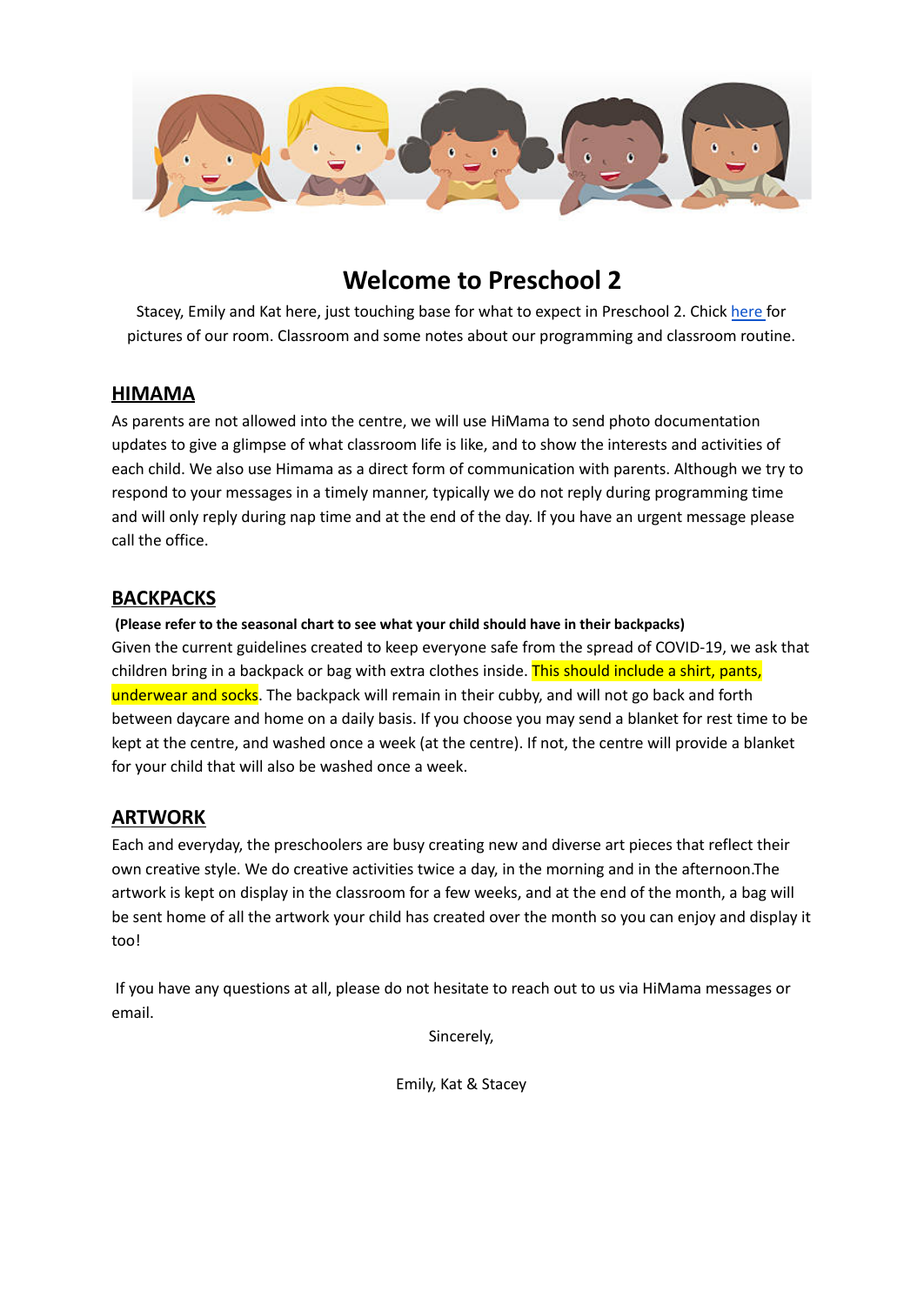# Welcome to Preschool 2

Stacey, Emily and Kat here, just touching base for what to expect in Preschool 2. Chick [here](#) for pictures of our room. Classroom and some notes about our programming and classroom routine.

## HIMAMA

As parents are not allowed into the centre, we will use HiMama to send photo documentation updates to give a glimpse of what classroom life is like, and to show the interests and activities of each child. We also use Himama as a direct form of communication with parents. Although we try to respond to your messages in a timely manner, typically we do not reply during programming time and will only reply during nap time and at the end of the day. If you have an urgent message please call the office.

## BACKPACKS

**(Please refer to the seasonal chart to see what your child should have in their backpacks)**

Given the current guidelines created to keep everyone safe from the spread of COVID-19, we ask that children bring in a backpack or bag with extra clothes inside. This should include a shirt, pants, underwear and socks. The backpack will remain in their cubby, and will not go back and forth between daycare and home on a daily basis. If you choose you may send a blanket for rest time to be kept at the centre, and washed once a week (at the centre). If not, the centre will provide a blanket for your child that will also be washed once a week.

## ARTWORK

Each and everyday, the preschoolers are busy creating new and diverse art pieces that reflect their own creative style. We do creative activities twice a day, in the morning and in the afternoon.The artwork is kept on display in the classroom for a few weeks, and at the end of the month, a bag will be sent home of all the artwork your child has created over the month so you can enjoy and display it too!

If you have any questions at all, please do not hesitate to reach out to us via HiMama messages or email.

Sincerely,

Emily, Kat & Stacey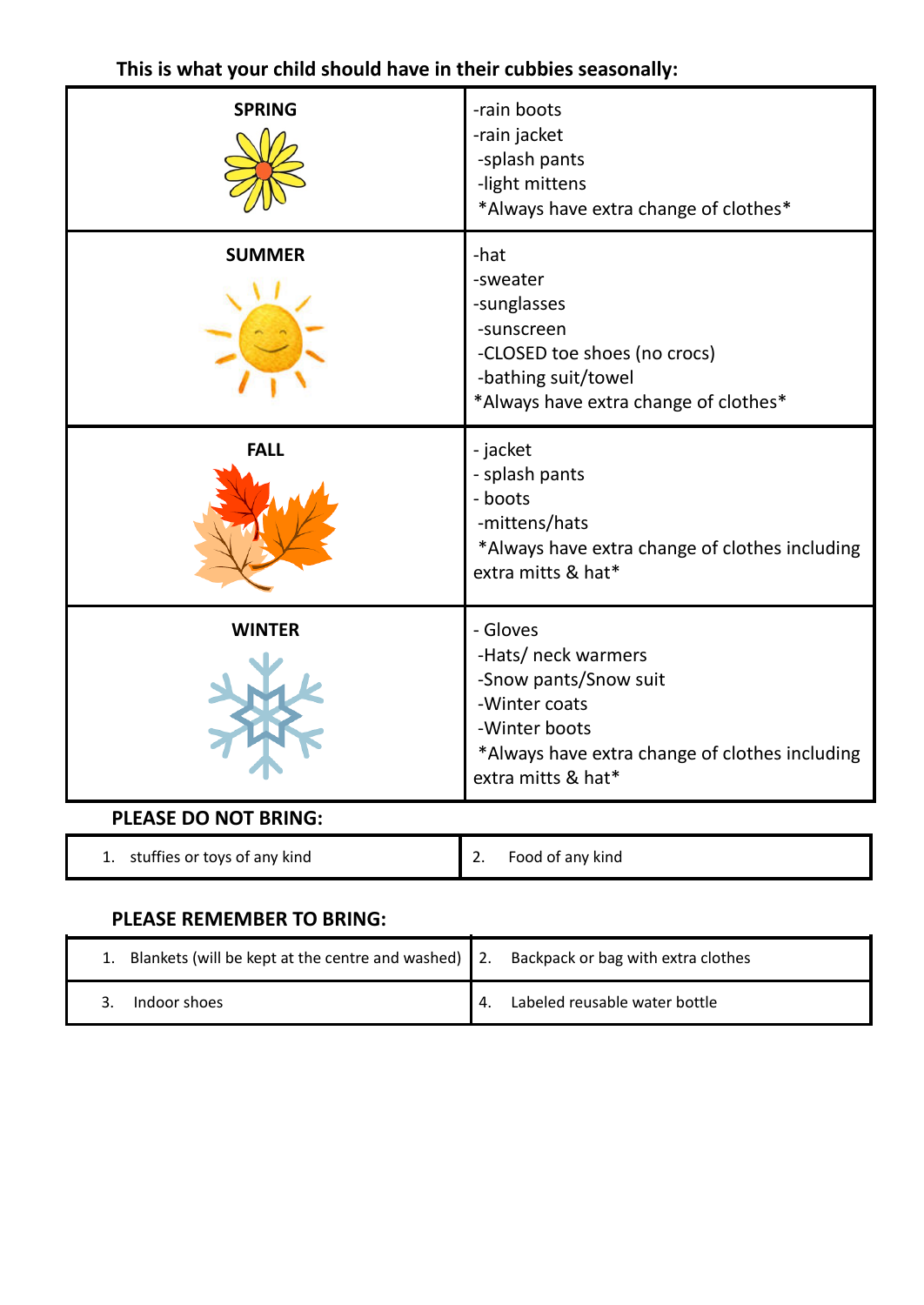**This is what your child should have in their cubbies seasonally:**

| | |
|---|---|
| **SPRING** | -rain boots<br>-rain jacket<br>-splash pants<br>-light mittens<br>*Always have extra change of clothes* |
| **SUMMER** | -hat<br>-sweater<br>-sunglasses<br>-sunscreen<br>-CLOSED toe shoes (no crocs)<br>-bathing suit/towel<br>*Always have extra change of clothes* |
| **FALL** | - jacket<br>- splash pants<br>- boots<br>-mittens/hats<br>*Always have extra change of clothes including extra mitts & hat* |
| **WINTER** | - Gloves<br>-Hats/ neck warmers<br>-Snow pants/Snow suit<br>-Winter coats<br>-Winter boots<br>*Always have extra change of clothes including extra mitts & hat* |

**PLEASE DO NOT BRING:**

| | |
|---|---|
| 1. stuffies or toys of any kind | 2. Food of any kind |

**PLEASE REMEMBER TO BRING:**

| | |
|---|---|
| 1. Blankets (will be kept at the centre and washed) | 2. Backpack or bag with extra clothes |
| 3. Indoor shoes | 4. Labeled reusable water bottle |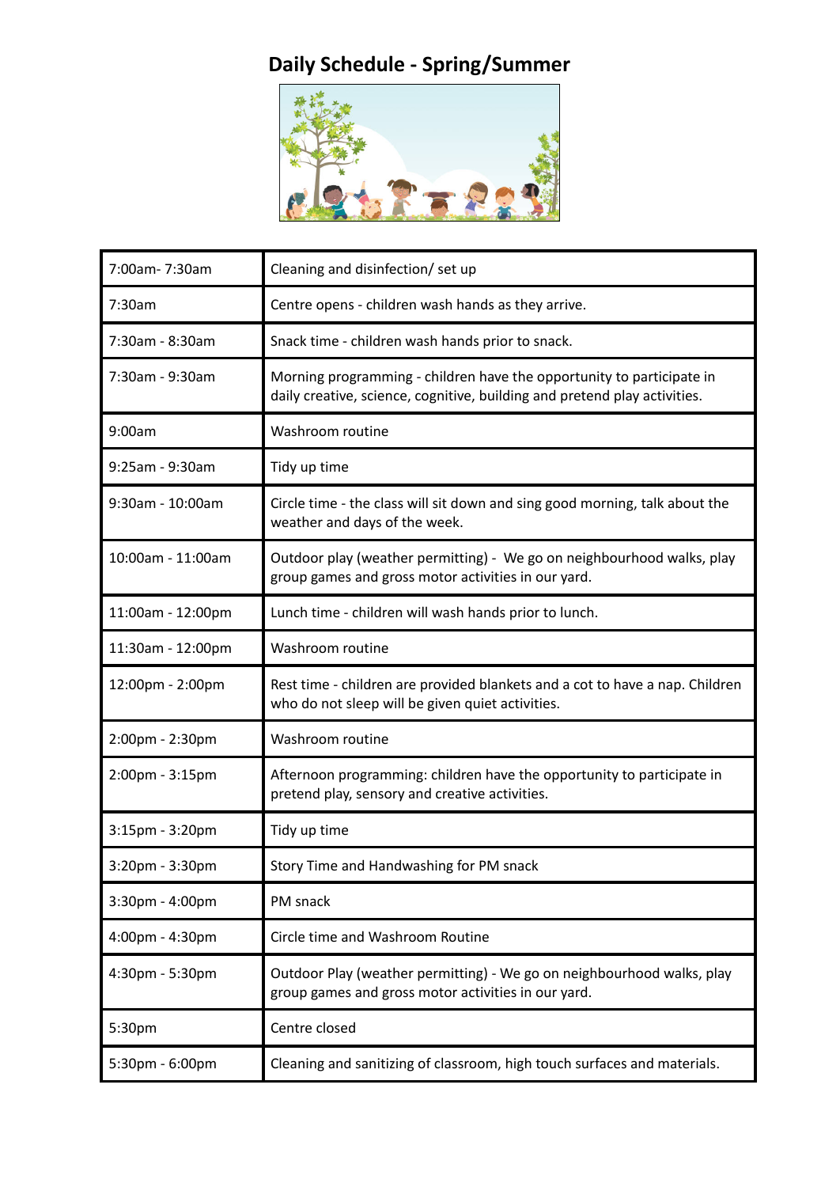# Daily Schedule - Spring/Summer

| | |
|---|---|
| 7:00am- 7:30am | Cleaning and disinfection/ set up |
| 7:30am | Centre opens - children wash hands as they arrive. |
| 7:30am - 8:30am | Snack time - children wash hands prior to snack. |
| 7:30am - 9:30am | Morning programming - children have the opportunity to participate in daily creative, science, cognitive, building and pretend play activities. |
| 9:00am | Washroom routine |
| 9:25am - 9:30am | Tidy up time |
| 9:30am - 10:00am | Circle time - the class will sit down and sing good morning, talk about the weather and days of the week. |
| 10:00am - 11:00am | Outdoor play (weather permitting) - We go on neighbourhood walks, play group games and gross motor activities in our yard. |
| 11:00am - 12:00pm | Lunch time - children will wash hands prior to lunch. |
| 11:30am - 12:00pm | Washroom routine |
| 12:00pm - 2:00pm | Rest time - children are provided blankets and a cot to have a nap. Children who do not sleep will be given quiet activities. |
| 2:00pm - 2:30pm | Washroom routine |
| 2:00pm - 3:15pm | Afternoon programming: children have the opportunity to participate in pretend play, sensory and creative activities. |
| 3:15pm - 3:20pm | Tidy up time |
| 3:20pm - 3:30pm | Story Time and Handwashing for PM snack |
| 3:30pm - 4:00pm | PM snack |
| 4:00pm - 4:30pm | Circle time and Washroom Routine |
| 4:30pm - 5:30pm | Outdoor Play (weather permitting) - We go on neighbourhood walks, play group games and gross motor activities in our yard. |
| 5:30pm | Centre closed |
| 5:30pm - 6:00pm | Cleaning and sanitizing of classroom, high touch surfaces and materials. |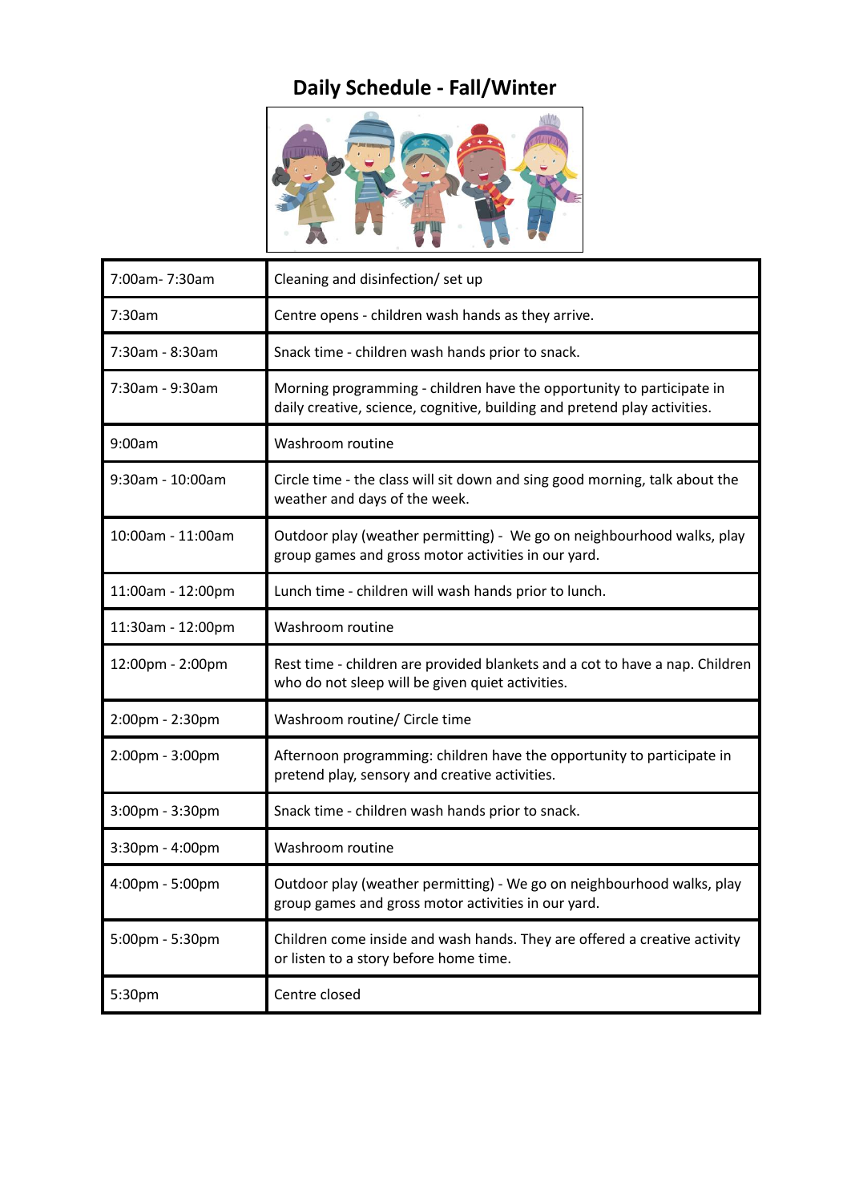# Daily Schedule - Fall/Winter

| | |
|---|---|
| 7:00am- 7:30am | Cleaning and disinfection/ set up |
| 7:30am | Centre opens - children wash hands as they arrive. |
| 7:30am - 8:30am | Snack time - children wash hands prior to snack. |
| 7:30am - 9:30am | Morning programming - children have the opportunity to participate in daily creative, science, cognitive, building and pretend play activities. |
| 9:00am | Washroom routine |
| 9:30am - 10:00am | Circle time - the class will sit down and sing good morning, talk about the weather and days of the week. |
| 10:00am - 11:00am | Outdoor play (weather permitting) - We go on neighbourhood walks, play group games and gross motor activities in our yard. |
| 11:00am - 12:00pm | Lunch time - children will wash hands prior to lunch. |
| 11:30am - 12:00pm | Washroom routine |
| 12:00pm - 2:00pm | Rest time - children are provided blankets and a cot to have a nap. Children who do not sleep will be given quiet activities. |
| 2:00pm - 2:30pm | Washroom routine/ Circle time |
| 2:00pm - 3:00pm | Afternoon programming: children have the opportunity to participate in pretend play, sensory and creative activities. |
| 3:00pm - 3:30pm | Snack time - children wash hands prior to snack. |
| 3:30pm - 4:00pm | Washroom routine |
| 4:00pm - 5:00pm | Outdoor play (weather permitting) - We go on neighbourhood walks, play group games and gross motor activities in our yard. |
| 5:00pm - 5:30pm | Children come inside and wash hands. They are offered a creative activity or listen to a story before home time. |
| 5:30pm | Centre closed |